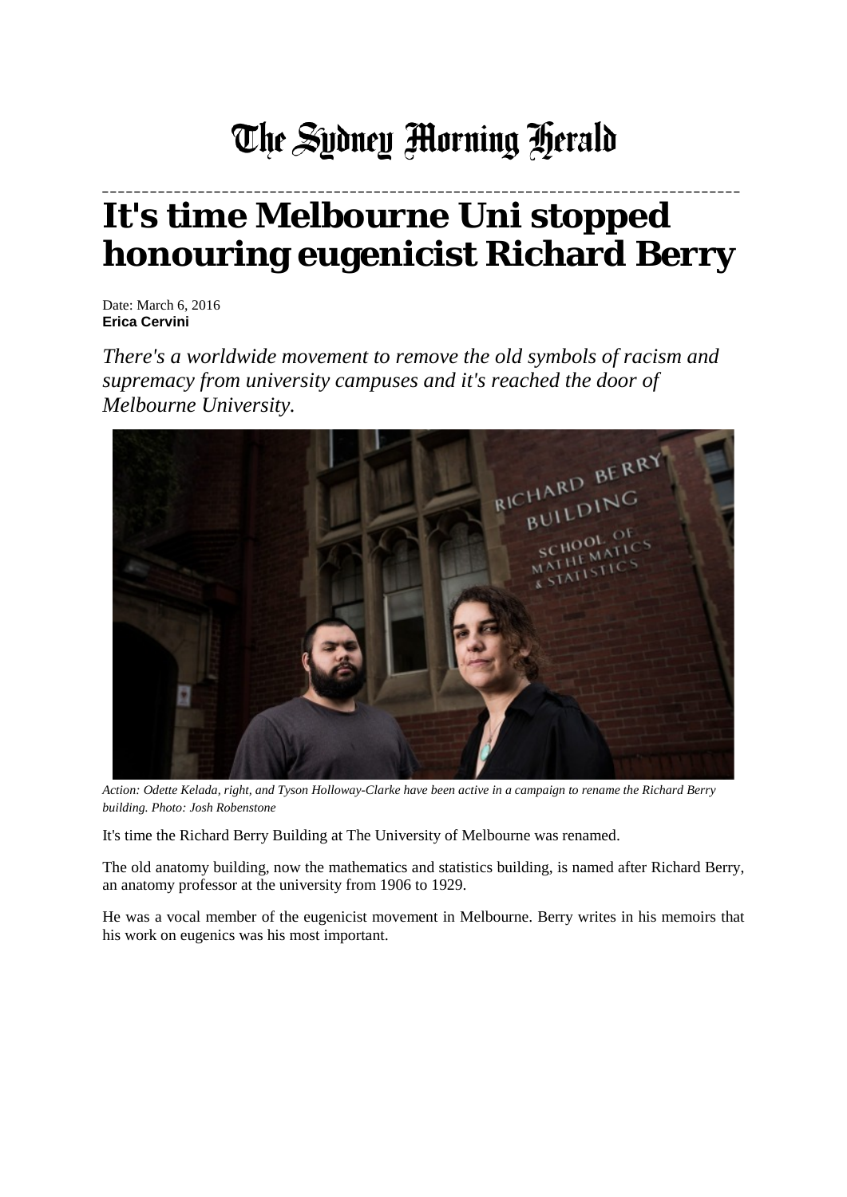# The Sydney Morning Herald

# It's time Melbourne Uni stopped honouring eugenicist Richard Berry

Date: March 6, 2016
**Erica Cervini**

*There's a worldwide movement to remove the old symbols of racism and supremacy from university campuses and it's reached the door of Melbourne University.*

*Action: Odette Kelada, right, and Tyson Holloway-Clarke have been active in a campaign to rename the Richard Berry building. Photo: Josh Robenstone*

It's time the Richard Berry Building at The University of Melbourne was renamed.

The old anatomy building, now the mathematics and statistics building, is named after Richard Berry, an anatomy professor at the university from 1906 to 1929.

He was a vocal member of the eugenicist movement in Melbourne. Berry writes in his memoirs that his work on eugenics was his most important.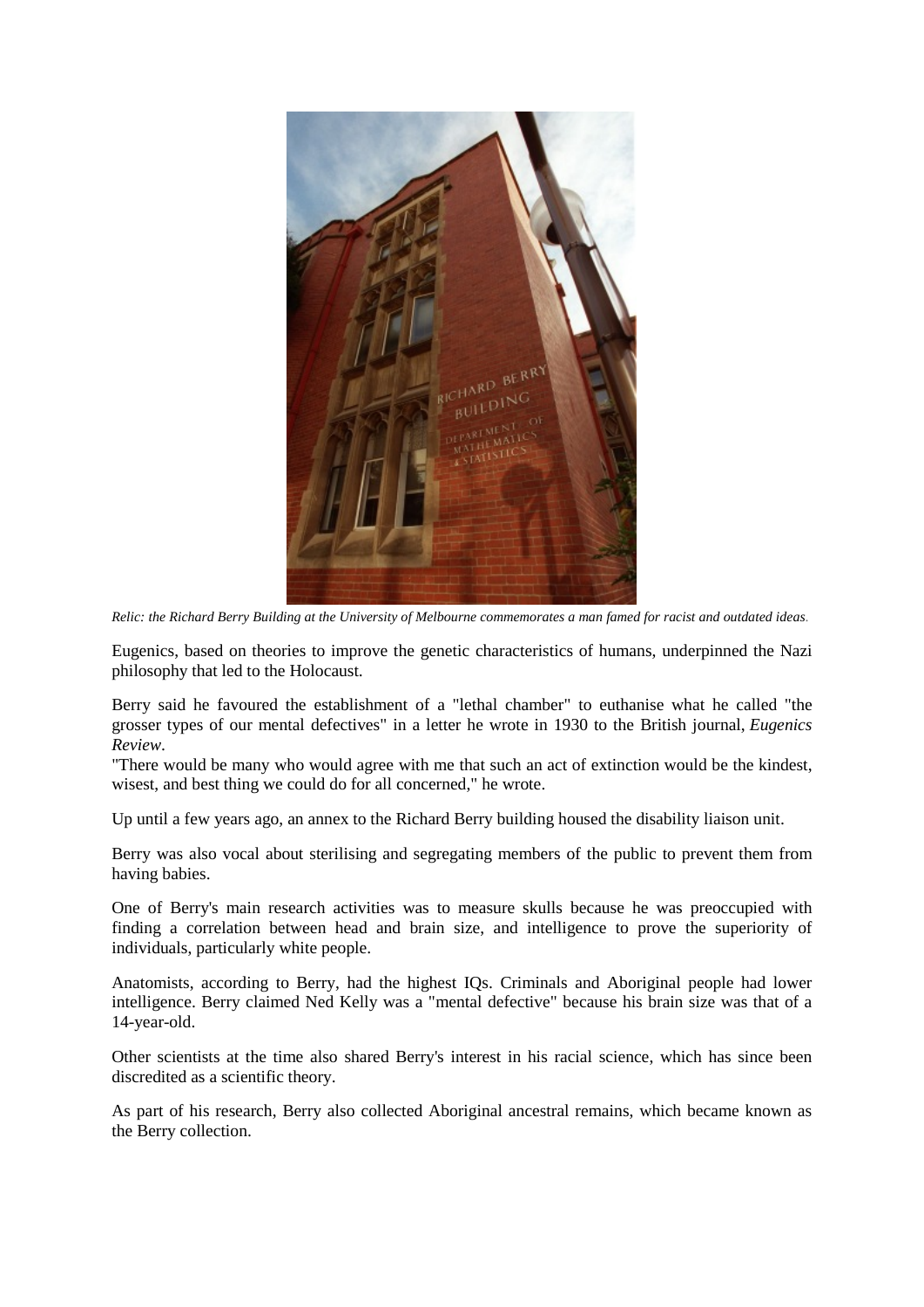*Relic: the Richard Berry Building at the University of Melbourne commemorates a man famed for racist and outdated ideas.*

Eugenics, based on theories to improve the genetic characteristics of humans, underpinned the Nazi philosophy that led to the Holocaust.

Berry said he favoured the establishment of a "lethal chamber" to euthanise what he called "the grosser types of our mental defectives" in a letter he wrote in 1930 to the British journal, *Eugenics Review*.
"There would be many who would agree with me that such an act of extinction would be the kindest, wisest, and best thing we could do for all concerned," he wrote.

Up until a few years ago, an annex to the Richard Berry building housed the disability liaison unit.

Berry was also vocal about sterilising and segregating members of the public to prevent them from having babies.

One of Berry's main research activities was to measure skulls because he was preoccupied with finding a correlation between head and brain size, and intelligence to prove the superiority of individuals, particularly white people.

Anatomists, according to Berry, had the highest IQs. Criminals and Aboriginal people had lower intelligence. Berry claimed Ned Kelly was a "mental defective" because his brain size was that of a 14-year-old.

Other scientists at the time also shared Berry's interest in his racial science, which has since been discredited as a scientific theory.

As part of his research, Berry also collected Aboriginal ancestral remains, which became known as the Berry collection.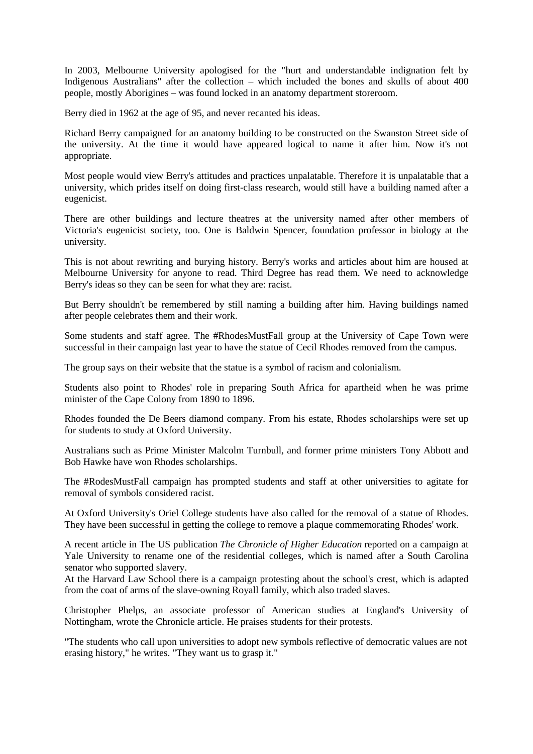In 2003, Melbourne University apologised for the "hurt and understandable indignation felt by Indigenous Australians" after the collection – which included the bones and skulls of about 400 people, mostly Aborigines – was found locked in an anatomy department storeroom.

Berry died in 1962 at the age of 95, and never recanted his ideas.

Richard Berry campaigned for an anatomy building to be constructed on the Swanston Street side of the university. At the time it would have appeared logical to name it after him. Now it's not appropriate.

Most people would view Berry's attitudes and practices unpalatable. Therefore it is unpalatable that a university, which prides itself on doing first-class research, would still have a building named after a eugenicist.

There are other buildings and lecture theatres at the university named after other members of Victoria's eugenicist society, too. One is Baldwin Spencer, foundation professor in biology at the university.

This is not about rewriting and burying history. Berry's works and articles about him are housed at Melbourne University for anyone to read. Third Degree has read them. We need to acknowledge Berry's ideas so they can be seen for what they are: racist.

But Berry shouldn't be remembered by still naming a building after him. Having buildings named after people celebrates them and their work.

Some students and staff agree. The #RhodesMustFall group at the University of Cape Town were successful in their campaign last year to have the statue of Cecil Rhodes removed from the campus.

The group says on their website that the statue is a symbol of racism and colonialism.

Students also point to Rhodes' role in preparing South Africa for apartheid when he was prime minister of the Cape Colony from 1890 to 1896.

Rhodes founded the De Beers diamond company. From his estate, Rhodes scholarships were set up for students to study at Oxford University.

Australians such as Prime Minister Malcolm Turnbull, and former prime ministers Tony Abbott and Bob Hawke have won Rhodes scholarships.

The #RodesMustFall campaign has prompted students and staff at other universities to agitate for removal of symbols considered racist.

At Oxford University's Oriel College students have also called for the removal of a statue of Rhodes. They have been successful in getting the college to remove a plaque commemorating Rhodes' work.

A recent article in The US publication *The Chronicle of Higher Education* reported on a campaign at Yale University to rename one of the residential colleges, which is named after a South Carolina senator who supported slavery.
At the Harvard Law School there is a campaign protesting about the school's crest, which is adapted from the coat of arms of the slave-owning Royall family, which also traded slaves.

Christopher Phelps, an associate professor of American studies at England's University of Nottingham, wrote the Chronicle article. He praises students for their protests.

"The students who call upon universities to adopt new symbols reflective of democratic values are not erasing history," he writes. "They want us to grasp it."